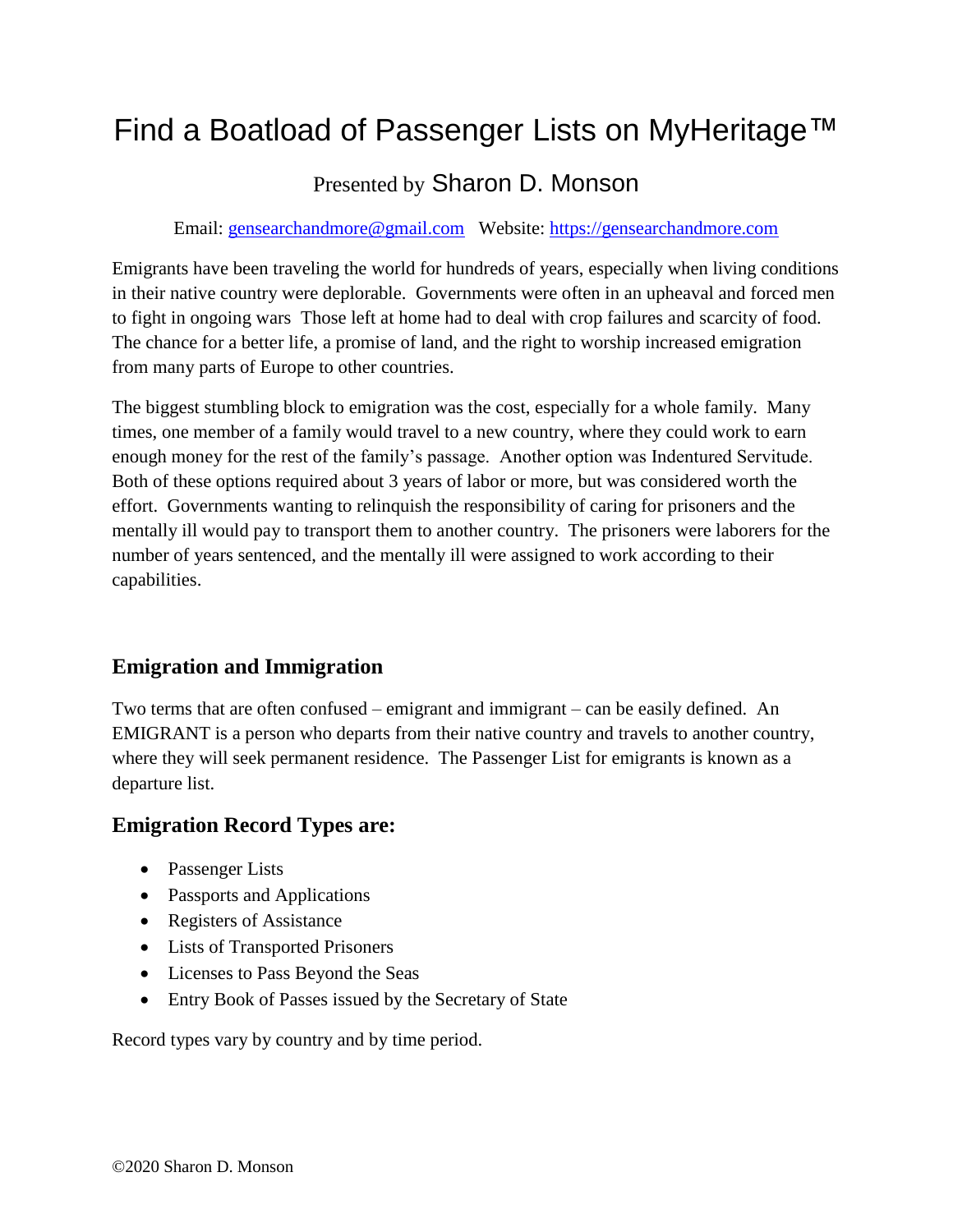# Find a Boatload of Passenger Lists on MyHeritage™

Presented by Sharon D. Monson

Email: gensearchandmore@gmail.com   Website: https://gensearchandmore.com

Emigrants have been traveling the world for hundreds of years, especially when living conditions in their native country were deplorable. Governments were often in an upheaval and forced men to fight in ongoing wars Those left at home had to deal with crop failures and scarcity of food. The chance for a better life, a promise of land, and the right to worship increased emigration from many parts of Europe to other countries.

The biggest stumbling block to emigration was the cost, especially for a whole family. Many times, one member of a family would travel to a new country, where they could work to earn enough money for the rest of the family's passage. Another option was Indentured Servitude. Both of these options required about 3 years of labor or more, but was considered worth the effort. Governments wanting to relinquish the responsibility of caring for prisoners and the mentally ill would pay to transport them to another country. The prisoners were laborers for the number of years sentenced, and the mentally ill were assigned to work according to their capabilities.

## Emigration and Immigration

Two terms that are often confused – emigrant and immigrant – can be easily defined. An EMIGRANT is a person who departs from their native country and travels to another country, where they will seek permanent residence. The Passenger List for emigrants is known as a departure list.

## Emigration Record Types are:

- Passenger Lists
- Passports and Applications
- Registers of Assistance
- Lists of Transported Prisoners
- Licenses to Pass Beyond the Seas
- Entry Book of Passes issued by the Secretary of State

Record types vary by country and by time period.

©2020 Sharon D. Monson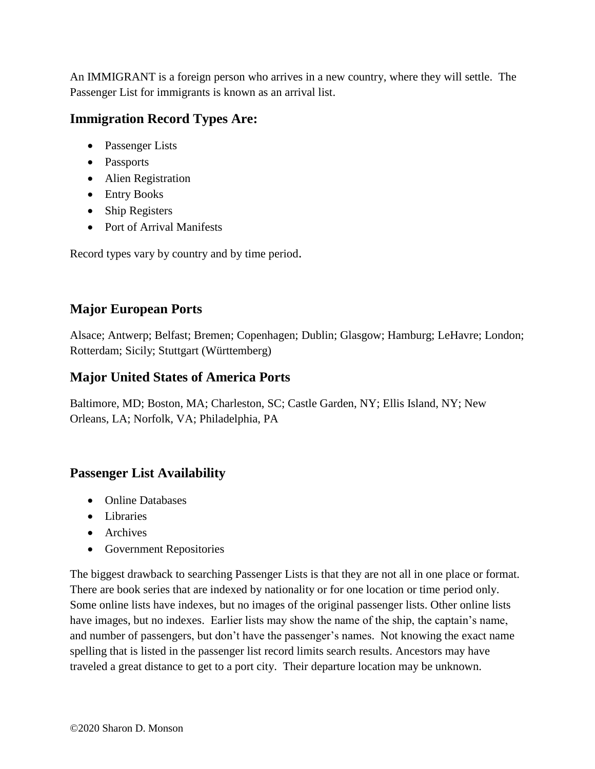An IMMIGRANT is a foreign person who arrives in a new country, where they will settle. The Passenger List for immigrants is known as an arrival list.

## Immigration Record Types Are:

- Passenger Lists
- Passports
- Alien Registration
- Entry Books
- Ship Registers
- Port of Arrival Manifests

Record types vary by country and by time period.

## Major European Ports

Alsace; Antwerp; Belfast; Bremen; Copenhagen; Dublin; Glasgow; Hamburg; LeHavre; London; Rotterdam; Sicily; Stuttgart (Württemberg)

## Major United States of America Ports

Baltimore, MD; Boston, MA; Charleston, SC; Castle Garden, NY; Ellis Island, NY; New Orleans, LA; Norfolk, VA; Philadelphia, PA

## Passenger List Availability

- Online Databases
- Libraries
- Archives
- Government Repositories

The biggest drawback to searching Passenger Lists is that they are not all in one place or format. There are book series that are indexed by nationality or for one location or time period only. Some online lists have indexes, but no images of the original passenger lists. Other online lists have images, but no indexes. Earlier lists may show the name of the ship, the captain's name, and number of passengers, but don't have the passenger's names. Not knowing the exact name spelling that is listed in the passenger list record limits search results. Ancestors may have traveled a great distance to get to a port city. Their departure location may be unknown.

©2020 Sharon D. Monson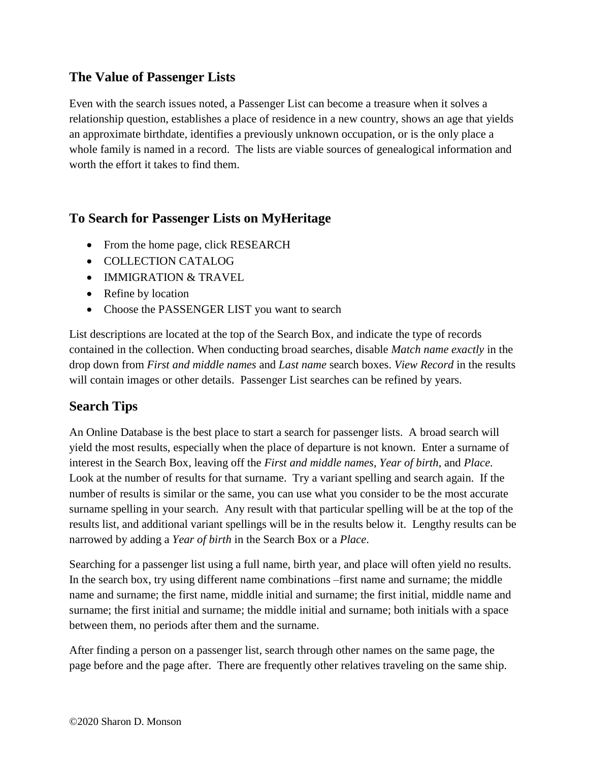## The Value of Passenger Lists

Even with the search issues noted, a Passenger List can become a treasure when it solves a relationship question, establishes a place of residence in a new country, shows an age that yields an approximate birthdate, identifies a previously unknown occupation, or is the only place a whole family is named in a record. The lists are viable sources of genealogical information and worth the effort it takes to find them.

## To Search for Passenger Lists on MyHeritage

- From the home page, click RESEARCH
- COLLECTION CATALOG
- IMMIGRATION & TRAVEL
- Refine by location
- Choose the PASSENGER LIST you want to search

List descriptions are located at the top of the Search Box, and indicate the type of records contained in the collection. When conducting broad searches, disable *Match name exactly* in the drop down from *First and middle names* and *Last name* search boxes. *View Record* in the results will contain images or other details. Passenger List searches can be refined by years.

## Search Tips

An Online Database is the best place to start a search for passenger lists. A broad search will yield the most results, especially when the place of departure is not known. Enter a surname of interest in the Search Box, leaving off the *First and middle names*, *Year of birth*, and *Place*. Look at the number of results for that surname. Try a variant spelling and search again. If the number of results is similar or the same, you can use what you consider to be the most accurate surname spelling in your search. Any result with that particular spelling will be at the top of the results list, and additional variant spellings will be in the results below it. Lengthy results can be narrowed by adding a *Year of birth* in the Search Box or a *Place*.

Searching for a passenger list using a full name, birth year, and place will often yield no results. In the search box, try using different name combinations –first name and surname; the middle name and surname; the first name, middle initial and surname; the first initial, middle name and surname; the first initial and surname; the middle initial and surname; both initials with a space between them, no periods after them and the surname.

After finding a person on a passenger list, search through other names on the same page, the page before and the page after. There are frequently other relatives traveling on the same ship.

©2020 Sharon D. Monson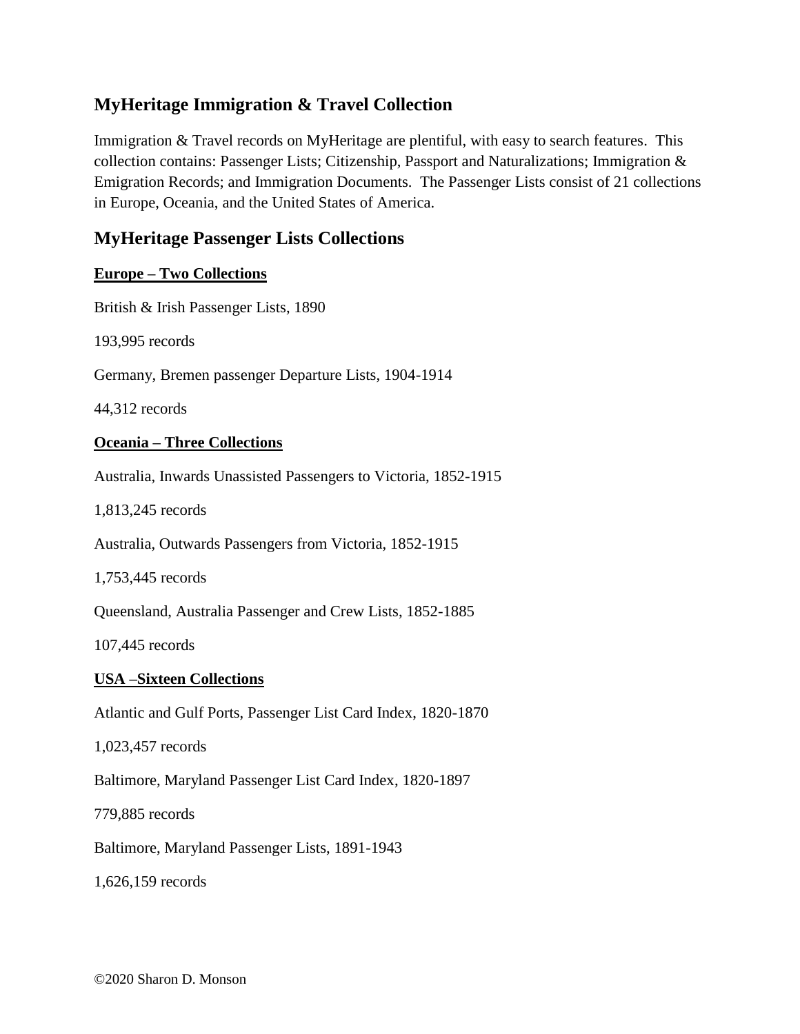## MyHeritage Immigration & Travel Collection

Immigration & Travel records on MyHeritage are plentiful, with easy to search features. This collection contains: Passenger Lists; Citizenship, Passport and Naturalizations; Immigration & Emigration Records; and Immigration Documents. The Passenger Lists consist of 21 collections in Europe, Oceania, and the United States of America.

## MyHeritage Passenger Lists Collections

**Europe – Two Collections**

British & Irish Passenger Lists, 1890

193,995 records

Germany, Bremen passenger Departure Lists, 1904-1914

44,312 records

**Oceania – Three Collections**

Australia, Inwards Unassisted Passengers to Victoria, 1852-1915

1,813,245 records

Australia, Outwards Passengers from Victoria, 1852-1915

1,753,445 records

Queensland, Australia Passenger and Crew Lists, 1852-1885

107,445 records

**USA –Sixteen Collections**

Atlantic and Gulf Ports, Passenger List Card Index, 1820-1870

1,023,457 records

Baltimore, Maryland Passenger List Card Index, 1820-1897

779,885 records

Baltimore, Maryland Passenger Lists, 1891-1943

1,626,159 records

©2020 Sharon D. Monson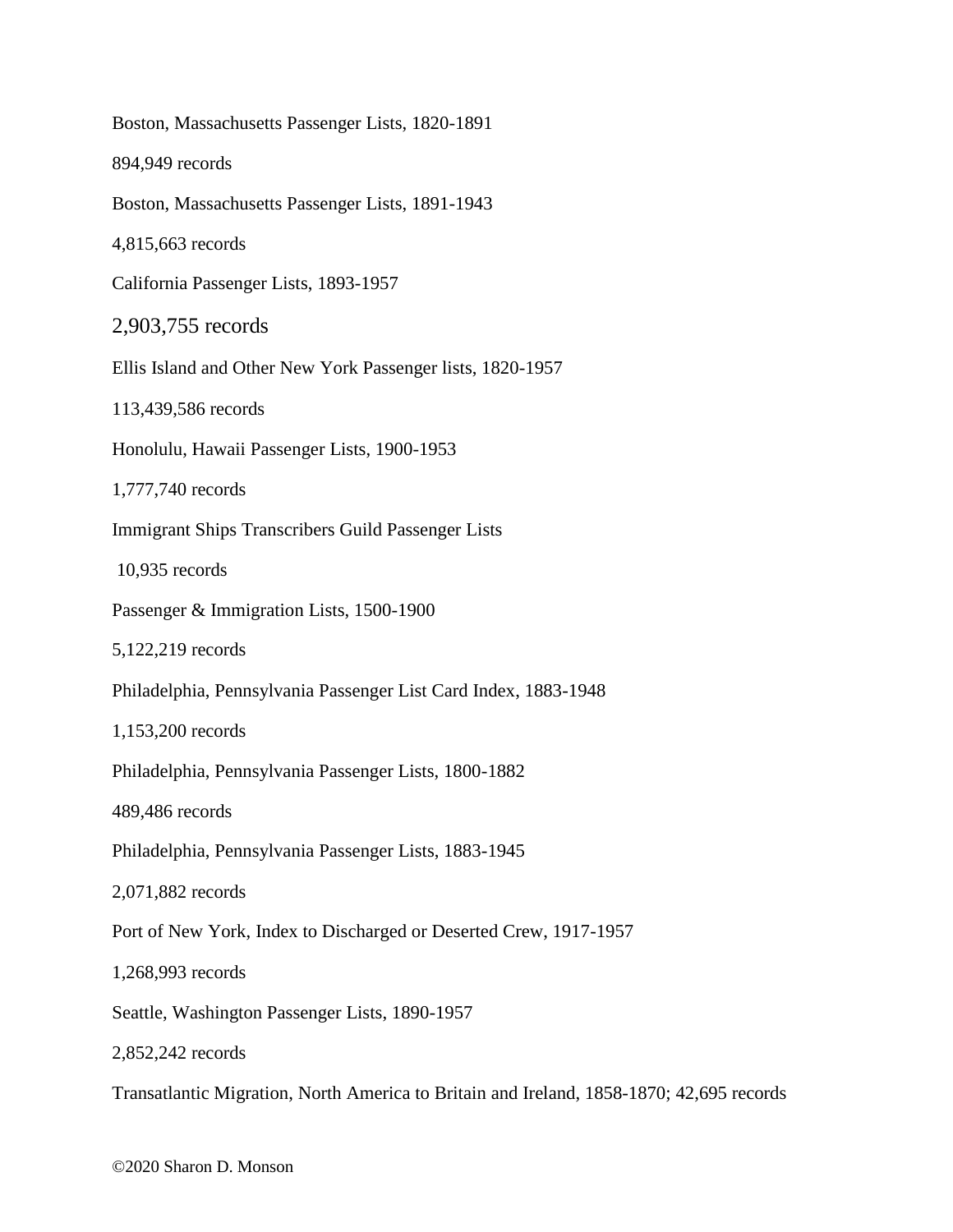Boston, Massachusetts Passenger Lists, 1820-1891

894,949 records

Boston, Massachusetts Passenger Lists, 1891-1943

4,815,663 records

California Passenger Lists, 1893-1957

2,903,755 records

Ellis Island and Other New York Passenger lists, 1820-1957

113,439,586 records

Honolulu, Hawaii Passenger Lists, 1900-1953

1,777,740 records

Immigrant Ships Transcribers Guild Passenger Lists

10,935 records

Passenger & Immigration Lists, 1500-1900

5,122,219 records

Philadelphia, Pennsylvania Passenger List Card Index, 1883-1948

1,153,200 records

Philadelphia, Pennsylvania Passenger Lists, 1800-1882

489,486 records

Philadelphia, Pennsylvania Passenger Lists, 1883-1945

2,071,882 records

Port of New York, Index to Discharged or Deserted Crew, 1917-1957

1,268,993 records

Seattle, Washington Passenger Lists, 1890-1957

2,852,242 records

Transatlantic Migration, North America to Britain and Ireland, 1858-1870; 42,695 records

©2020 Sharon D. Monson